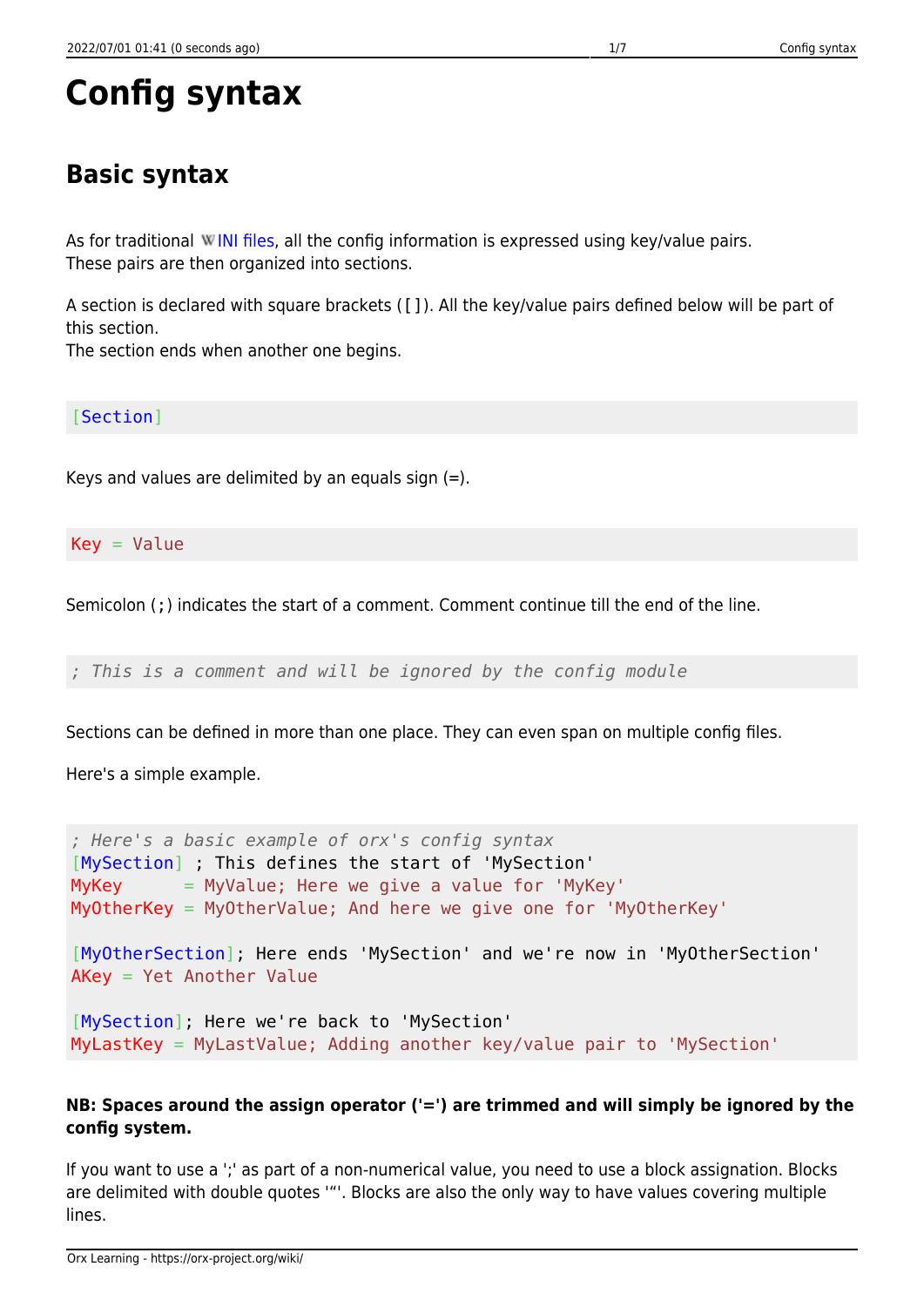# Config syntax

## Basic syntax

As for traditional INI files, all the config information is expressed using key/value pairs.
These pairs are then organized into sections.

A section is declared with square brackets ([ ]). All the key/value pairs defined below will be part of this section.
The section ends when another one begins.

```
[Section]
```

Keys and values are delimited by an equals sign (=).

```
Key = Value
```

Semicolon (;) indicates the start of a comment. Comment continue till the end of the line.

```
; This is a comment and will be ignored by the config module
```

Sections can be defined in more than one place. They can even span on multiple config files.

Here's a simple example.

```
; Here's a basic example of orx's config syntax
[MySection] ; This defines the start of 'MySection'
MyKey      = MyValue; Here we give a value for 'MyKey'
MyOtherKey = MyOtherValue; And here we give one for 'MyOtherKey'

[MyOtherSection]; Here ends 'MySection' and we're now in 'MyOtherSection'
AKey = Yet Another Value

[MySection]; Here we're back to 'MySection'
MyLastKey = MyLastValue; Adding another key/value pair to 'MySection'
```

**NB: Spaces around the assign operator ('=') are trimmed and will simply be ignored by the config system.**

If you want to use a ';' as part of a non-numerical value, you need to use a block assignation. Blocks are delimited with double quotes '"'. Blocks are also the only way to have values covering multiple lines.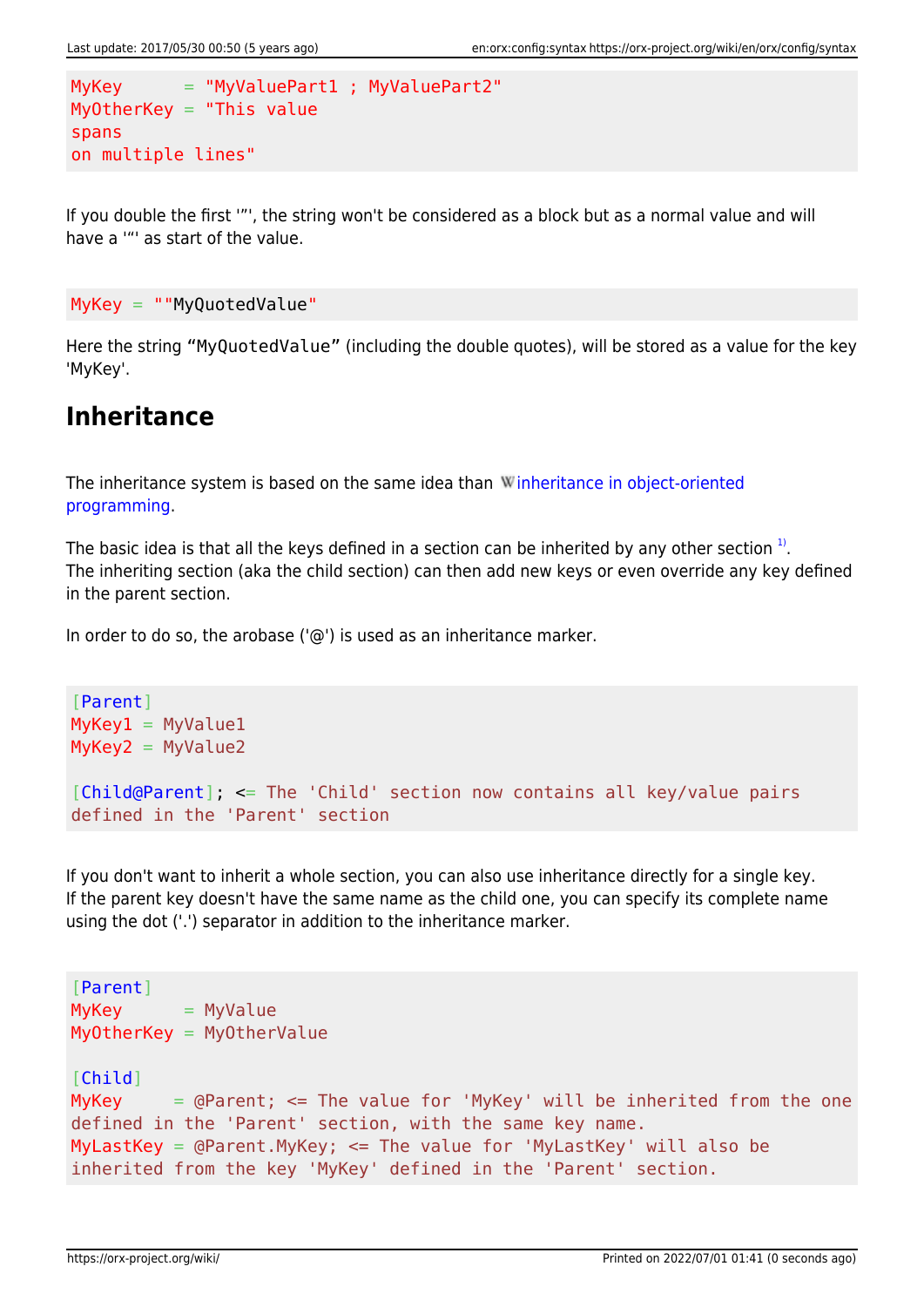```
MyKey      = "MyValuePart1 ; MyValuePart2"
MyOtherKey = "This value
spans
on multiple lines"
```

If you double the first '"', the string won't be considered as a block but as a normal value and will have a '"' as start of the value.

```
MyKey = ""MyQuotedValue"
```

Here the string **"MyQuotedValue"** (including the double quotes), will be stored as a value for the key 'MyKey'.

## Inheritance

The inheritance system is based on the same idea than inheritance in object-oriented programming.

The basic idea is that all the keys defined in a section can be inherited by any other section [1]. The inheriting section (aka the child section) can then add new keys or even override any key defined in the parent section.

In order to do so, the arobase ('@') is used as an inheritance marker.

```
[Parent]
MyKey1 = MyValue1
MyKey2 = MyValue2

[Child@Parent]; <= The 'Child' section now contains all key/value pairs defined in the 'Parent' section
```

If you don't want to inherit a whole section, you can also use inheritance directly for a single key. If the parent key doesn't have the same name as the child one, you can specify its complete name using the dot ('.') separator in addition to the inheritance marker.

```
[Parent]
MyKey      = MyValue
MyOtherKey = MyOtherValue

[Child]
MyKey     = @Parent; <= The value for 'MyKey' will be inherited from the one defined in the 'Parent' section, with the same key name.
MyLastKey = @Parent.MyKey; <= The value for 'MyLastKey' will also be inherited from the key 'MyKey' defined in the 'Parent' section.
```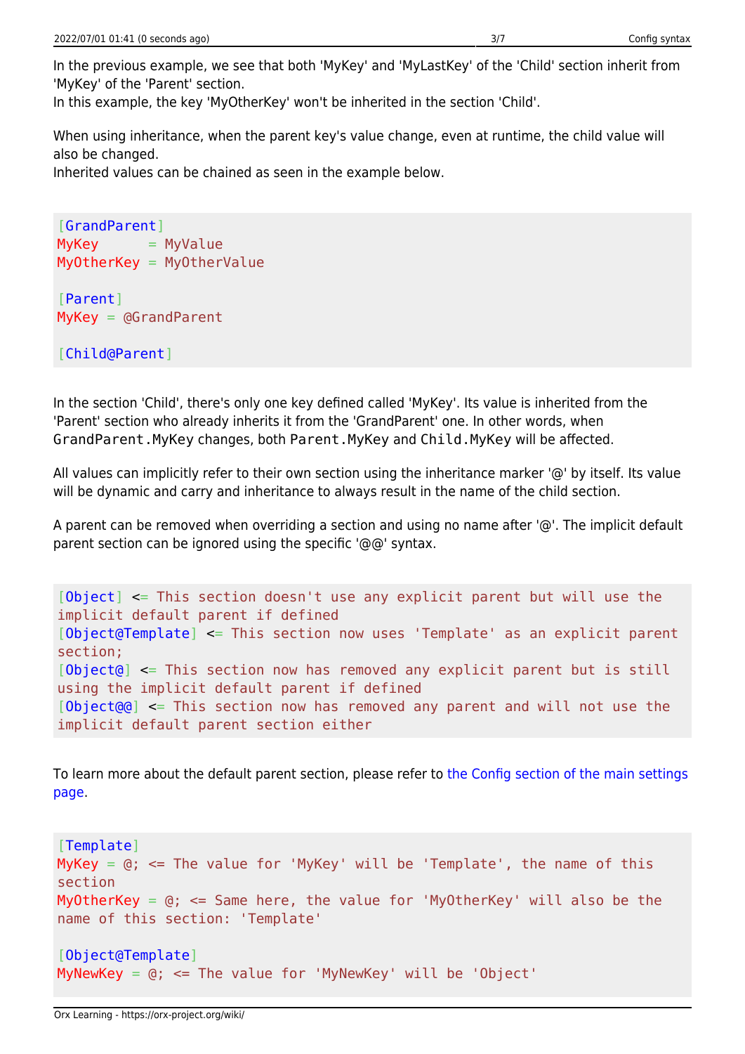In the previous example, we see that both 'MyKey' and 'MyLastKey' of the 'Child' section inherit from 'MyKey' of the 'Parent' section.
In this example, the key 'MyOtherKey' won't be inherited in the section 'Child'.

When using inheritance, when the parent key's value change, even at runtime, the child value will also be changed.
Inherited values can be chained as seen in the example below.

```
[GrandParent]
MyKey      = MyValue
MyOtherKey = MyOtherValue

[Parent]
MyKey = @GrandParent

[Child@Parent]
```

In the section 'Child', there's only one key defined called 'MyKey'. Its value is inherited from the 'Parent' section who already inherits it from the 'GrandParent' one. In other words, when `GrandParent.MyKey` changes, both `Parent.MyKey` and `Child.MyKey` will be affected.

All values can implicitly refer to their own section using the inheritance marker '@' by itself. Its value will be dynamic and carry and inheritance to always result in the name of the child section.

A parent can be removed when overriding a section and using no name after '@'. The implicit default parent section can be ignored using the specific '@@' syntax.

```
[Object] <= This section doesn't use any explicit parent but will use the implicit default parent if defined
[Object@Template] <= This section now uses 'Template' as an explicit parent section;
[Object@] <= This section now has removed any explicit parent but is still using the implicit default parent if defined
[Object@@] <= This section now has removed any parent and will not use the implicit default parent section either
```

To learn more about the default parent section, please refer to the Config section of the main settings page.

```
[Template]
MyKey = @; <= The value for 'MyKey' will be 'Template', the name of this section
MyOtherKey = @; <= Same here, the value for 'MyOtherKey' will also be the name of this section: 'Template'

[Object@Template]
MyNewKey = @; <= The value for 'MyNewKey' will be 'Object'
```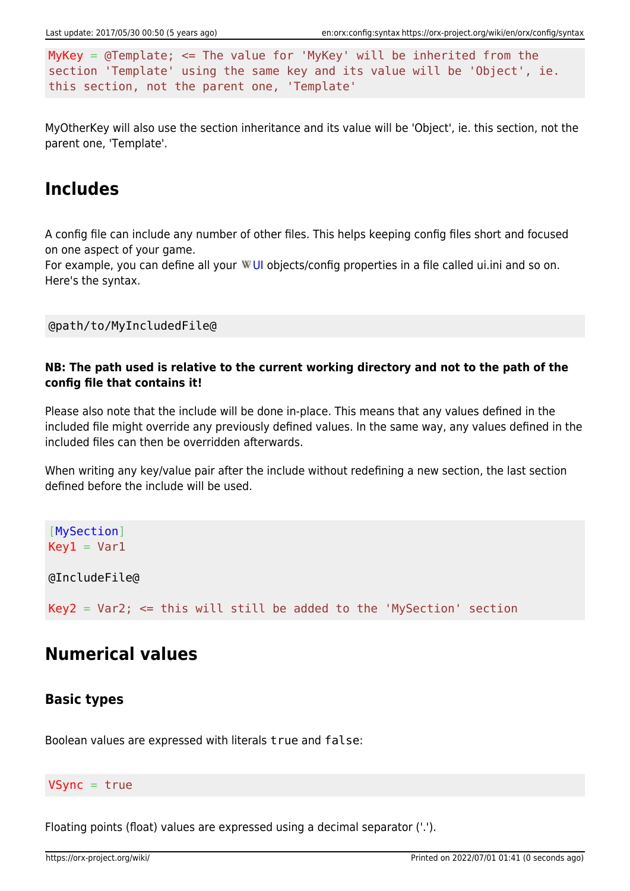```
MyKey = @Template; <= The value for 'MyKey' will be inherited from the section 'Template' using the same key and its value will be 'Object', ie. this section, not the parent one, 'Template'
```

MyOtherKey will also use the section inheritance and its value will be 'Object', ie. this section, not the parent one, 'Template'.

## Includes

A config file can include any number of other files. This helps keeping config files short and focused on one aspect of your game.
For example, you can define all your UI objects/config properties in a file called ui.ini and so on.
Here's the syntax.

```
@path/to/MyIncludedFile@
```

**NB: The path used is relative to the current working directory and not to the path of the config file that contains it!**

Please also note that the include will be done in-place. This means that any values defined in the included file might override any previously defined values. In the same way, any values defined in the included files can then be overridden afterwards.

When writing any key/value pair after the include without redefining a new section, the last section defined before the include will be used.

```
[MySection]
Key1 = Var1

@IncludeFile@

Key2 = Var2; <= this will still be added to the 'MySection' section
```

## Numerical values

### Basic types

Boolean values are expressed with literals `true` and `false`:

```
VSync = true
```

Floating points (float) values are expressed using a decimal separator ('.').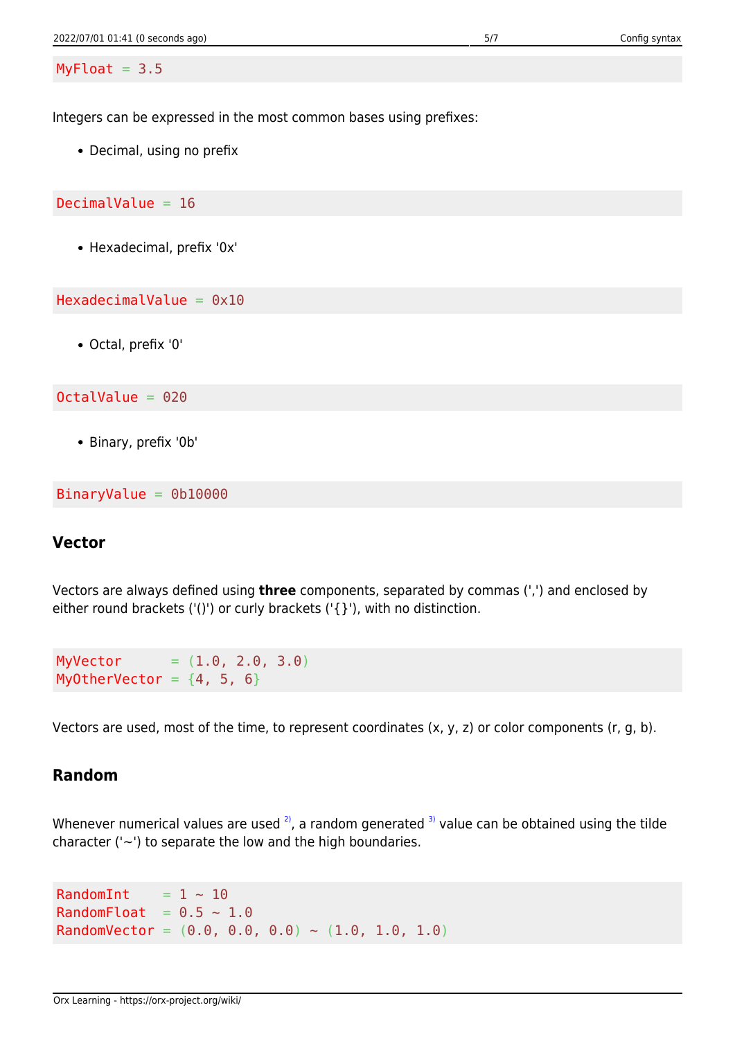```
MyFloat = 3.5
```

Integers can be expressed in the most common bases using prefixes:

- Decimal, using no prefix

```
DecimalValue = 16
```

- Hexadecimal, prefix '0x'

```
HexadecimalValue = 0x10
```

- Octal, prefix '0'

```
OctalValue = 020
```

- Binary, prefix '0b'

```
BinaryValue = 0b10000
```

### Vector

Vectors are always defined using **three** components, separated by commas (',') and enclosed by either round brackets ('()') or curly brackets ('{}'), with no distinction.

```
MyVector      = (1.0, 2.0, 3.0)
MyOtherVector = {4, 5, 6}
```

Vectors are used, most of the time, to represent coordinates (x, y, z) or color components (r, g, b).

### Random

Whenever numerical values are used [2], a random generated [3] value can be obtained using the tilde character ('~') to separate the low and the high boundaries.

```
RandomInt    = 1 ~ 10
RandomFloat  = 0.5 ~ 1.0
RandomVector = (0.0, 0.0, 0.0) ~ (1.0, 1.0, 1.0)
```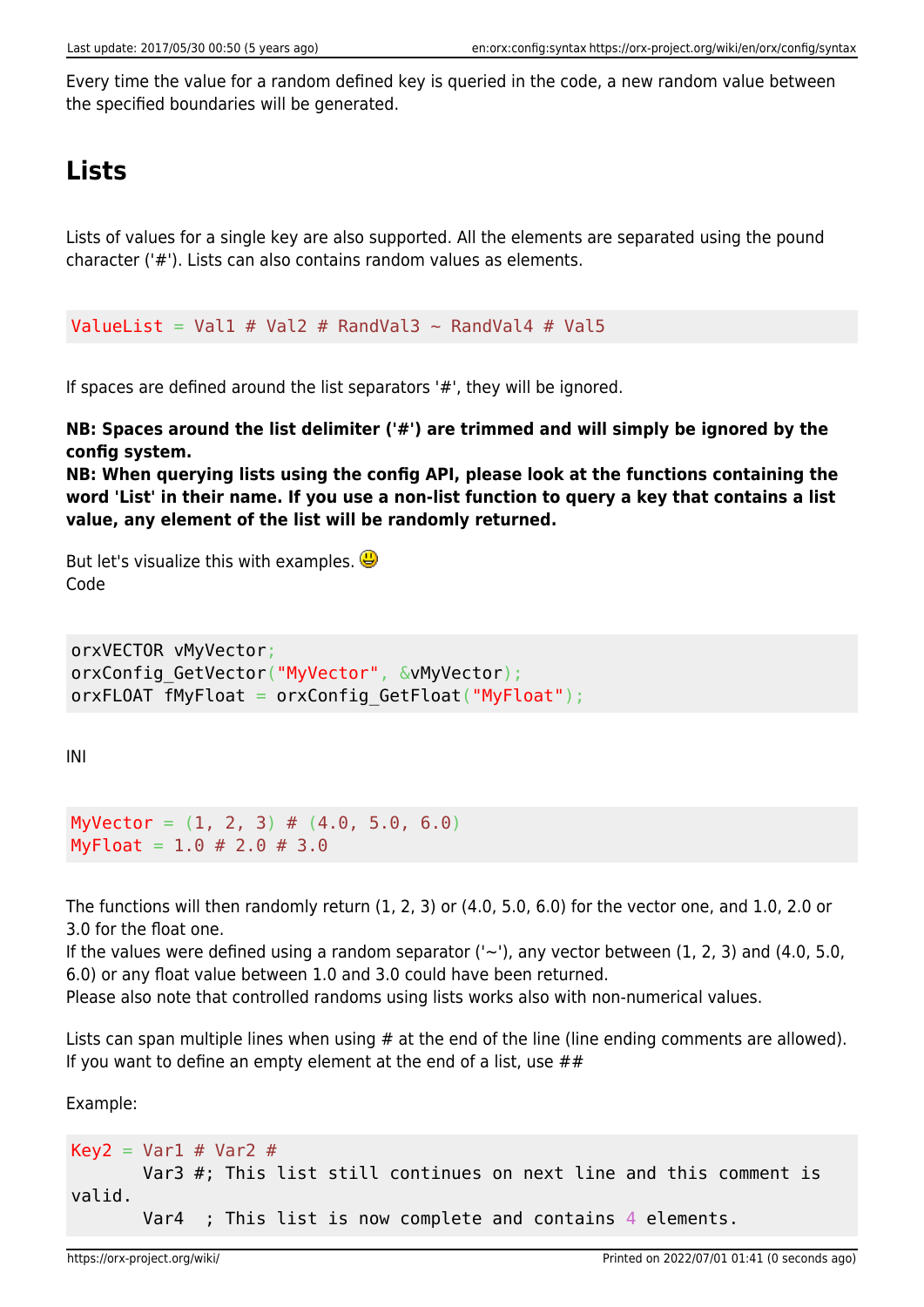Every time the value for a random defined key is queried in the code, a new random value between the specified boundaries will be generated.

## Lists

Lists of values for a single key are also supported. All the elements are separated using the pound character ('#'). Lists can also contains random values as elements.

```
ValueList = Val1 # Val2 # RandVal3 ~ RandVal4 # Val5
```

If spaces are defined around the list separators '#', they will be ignored.

**NB: Spaces around the list delimiter ('#') are trimmed and will simply be ignored by the config system.**
**NB: When querying lists using the config API, please look at the functions containing the word 'List' in their name. If you use a non-list function to query a key that contains a list value, any element of the list will be randomly returned.**

But let's visualize this with examples. :)
Code

```
orxVECTOR vMyVector;
orxConfig_GetVector("MyVector", &vMyVector);
orxFLOAT fMyFloat = orxConfig_GetFloat("MyFloat");
```

INI

```
MyVector = (1, 2, 3) # (4.0, 5.0, 6.0)
MyFloat = 1.0 # 2.0 # 3.0
```

The functions will then randomly return (1, 2, 3) or (4.0, 5.0, 6.0) for the vector one, and 1.0, 2.0 or 3.0 for the float one.
If the values were defined using a random separator ('~'), any vector between (1, 2, 3) and (4.0, 5.0, 6.0) or any float value between 1.0 and 3.0 could have been returned.
Please also note that controlled randoms using lists works also with non-numerical values.

Lists can span multiple lines when using # at the end of the line (line ending comments are allowed).
If you want to define an empty element at the end of a list, use ##

Example:

```
Key2 = Var1 # Var2 #
       Var3 #; This list still continues on next line and this comment is valid.
       Var4  ; This list is now complete and contains 4 elements.
```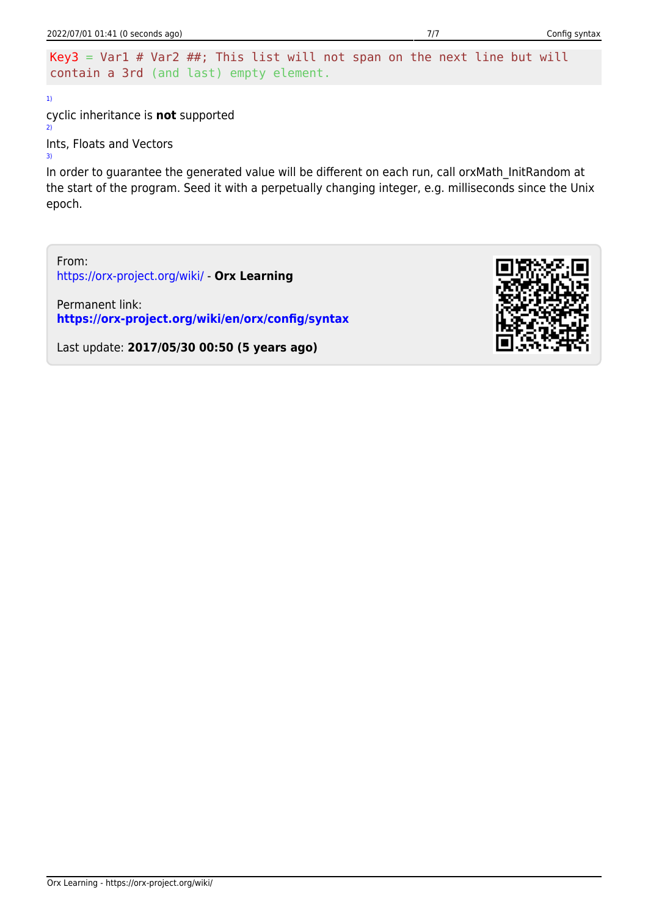```
Key3 = Var1 # Var2 ##; This list will not span on the next line but will contain a 3rd (and last) empty element.
```

[1] cyclic inheritance is **not** supported

[2] Ints, Floats and Vectors

[3] In order to guarantee the generated value will be different on each run, call orxMath_InitRandom at the start of the program. Seed it with a perpetually changing integer, e.g. milliseconds since the Unix epoch.

From:
https://orx-project.org/wiki/ - **Orx Learning**

Permanent link:
**https://orx-project.org/wiki/en/orx/config/syntax**

Last update: **2017/05/30 00:50 (5 years ago)**